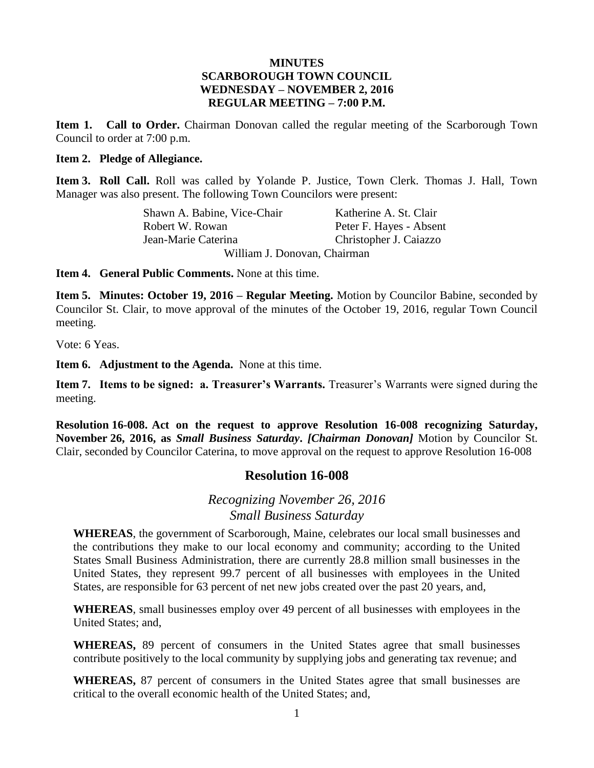# MINUTES
## SCARBOROUGH TOWN COUNCIL
## WEDNESDAY – NOVEMBER 2, 2016
## REGULAR MEETING – 7:00 P.M.

**Item 1. Call to Order.** Chairman Donovan called the regular meeting of the Scarborough Town Council to order at 7:00 p.m.

**Item 2. Pledge of Allegiance.**

**Item 3. Roll Call.** Roll was called by Yolande P. Justice, Town Clerk. Thomas J. Hall, Town Manager was also present. The following Town Councilors were present:

| | |
|---|---|
| Shawn A. Babine, Vice-Chair | Katherine A. St. Clair |
| Robert W. Rowan | Peter F. Hayes - Absent |
| Jean-Marie Caterina | Christopher J. Caiazzo |

William J. Donovan, Chairman

**Item 4. General Public Comments.** None at this time.

**Item 5. Minutes: October 19, 2016 – Regular Meeting.** Motion by Councilor Babine, seconded by Councilor St. Clair, to move approval of the minutes of the October 19, 2016, regular Town Council meeting.

Vote: 6 Yeas.

**Item 6. Adjustment to the Agenda.** None at this time.

**Item 7. Items to be signed: a. Treasurer's Warrants.** Treasurer's Warrants were signed during the meeting.

**Resolution 16-008. Act on the request to approve Resolution 16-008 recognizing Saturday, November 26, 2016, as *Small Business Saturday*. *[Chairman Donovan]*** Motion by Councilor St. Clair, seconded by Councilor Caterina, to move approval on the request to approve Resolution 16-008

## Resolution 16-008

*Recognizing November 26, 2016*
*Small Business Saturday*

**WHEREAS**, the government of Scarborough, Maine, celebrates our local small businesses and the contributions they make to our local economy and community; according to the United States Small Business Administration, there are currently 28.8 million small businesses in the United States, they represent 99.7 percent of all businesses with employees in the United States, are responsible for 63 percent of net new jobs created over the past 20 years, and,

**WHEREAS**, small businesses employ over 49 percent of all businesses with employees in the United States; and,

**WHEREAS,** 89 percent of consumers in the United States agree that small businesses contribute positively to the local community by supplying jobs and generating tax revenue; and

**WHEREAS,** 87 percent of consumers in the United States agree that small businesses are critical to the overall economic health of the United States; and,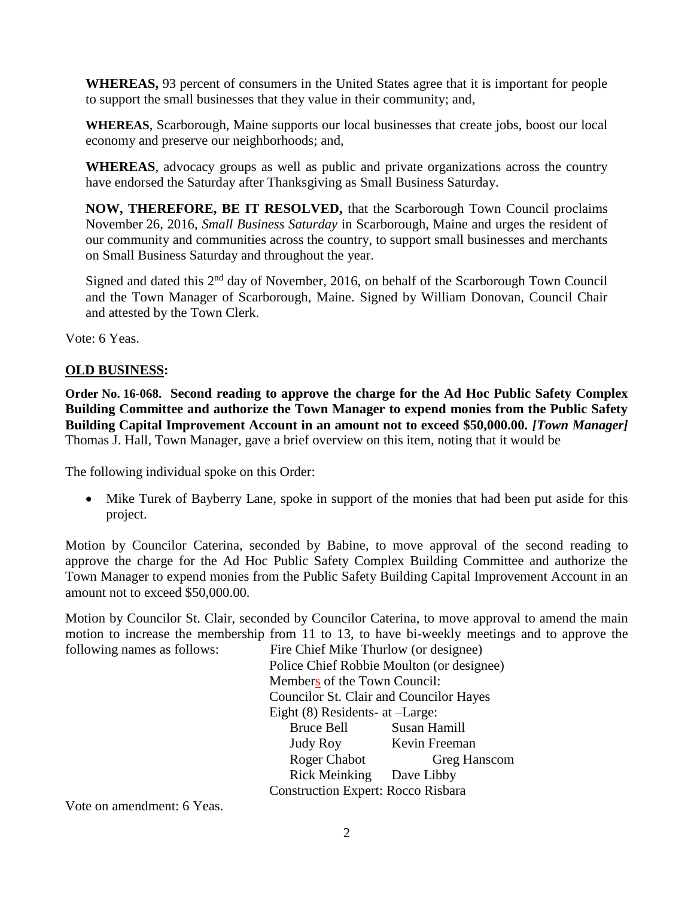**WHEREAS,** 93 percent of consumers in the United States agree that it is important for people to support the small businesses that they value in their community; and,

**WHEREAS**, Scarborough, Maine supports our local businesses that create jobs, boost our local economy and preserve our neighborhoods; and,

**WHEREAS**, advocacy groups as well as public and private organizations across the country have endorsed the Saturday after Thanksgiving as Small Business Saturday.

**NOW, THEREFORE, BE IT RESOLVED,** that the Scarborough Town Council proclaims November 26, 2016, *Small Business Saturday* in Scarborough, Maine and urges the resident of our community and communities across the country, to support small businesses and merchants on Small Business Saturday and throughout the year.

Signed and dated this 2nd day of November, 2016, on behalf of the Scarborough Town Council and the Town Manager of Scarborough, Maine. Signed by William Donovan, Council Chair and attested by the Town Clerk.

Vote: 6 Yeas.

## OLD BUSINESS:

**Order No. 16-068. Second reading to approve the charge for the Ad Hoc Public Safety Complex Building Committee and authorize the Town Manager to expend monies from the Public Safety Building Capital Improvement Account in an amount not to exceed $50,000.00.** ***[Town Manager]*** Thomas J. Hall, Town Manager, gave a brief overview on this item, noting that it would be

The following individual spoke on this Order:

- Mike Turek of Bayberry Lane, spoke in support of the monies that had been put aside for this project.

Motion by Councilor Caterina, seconded by Babine, to move approval of the second reading to approve the charge for the Ad Hoc Public Safety Complex Building Committee and authorize the Town Manager to expend monies from the Public Safety Building Capital Improvement Account in an amount not to exceed $50,000.00.

Motion by Councilor St. Clair, seconded by Councilor Caterina, to move approval to amend the main motion to increase the membership from 11 to 13, to have bi-weekly meetings and to approve the following names as follows:

Fire Chief Mike Thurlow (or designee)
Police Chief Robbie Moulton (or designee)
Members of the Town Council:
Councilor St. Clair and Councilor Hayes
Eight (8) Residents- at –Large:

| | |
|---|---|
| Bruce Bell | Susan Hamill |
| Judy Roy | Kevin Freeman |
| Roger Chabot | Greg Hanscom |
| Rick Meinking | Dave Libby |

Construction Expert: Rocco Risbara

Vote on amendment: 6 Yeas.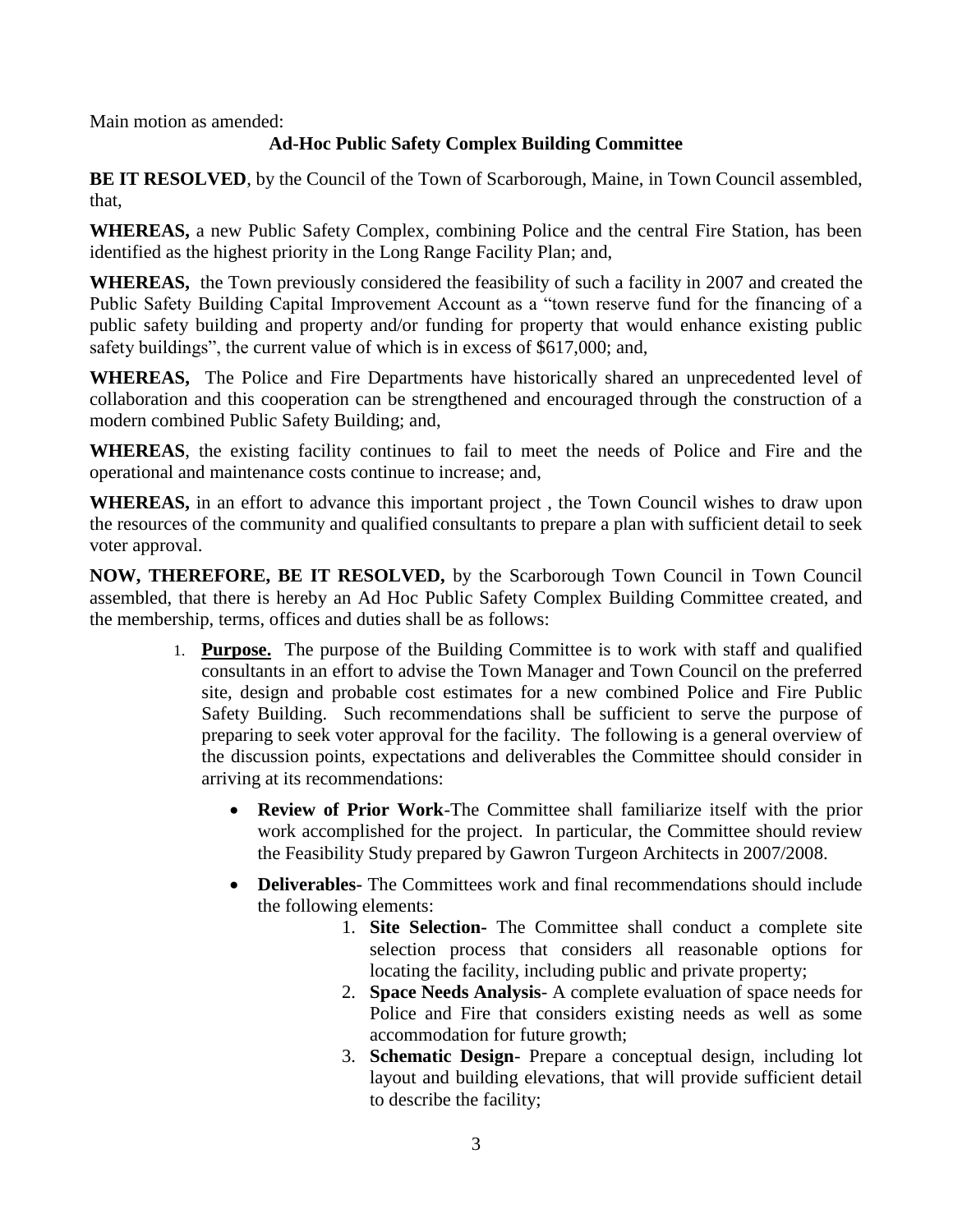Main motion as amended:

**Ad-Hoc Public Safety Complex Building Committee**

**BE IT RESOLVED**, by the Council of the Town of Scarborough, Maine, in Town Council assembled, that,

**WHEREAS,** a new Public Safety Complex, combining Police and the central Fire Station, has been identified as the highest priority in the Long Range Facility Plan; and,

**WHEREAS,** the Town previously considered the feasibility of such a facility in 2007 and created the Public Safety Building Capital Improvement Account as a "town reserve fund for the financing of a public safety building and property and/or funding for property that would enhance existing public safety buildings", the current value of which is in excess of $617,000; and,

**WHEREAS,** The Police and Fire Departments have historically shared an unprecedented level of collaboration and this cooperation can be strengthened and encouraged through the construction of a modern combined Public Safety Building; and,

**WHEREAS**, the existing facility continues to fail to meet the needs of Police and Fire and the operational and maintenance costs continue to increase; and,

**WHEREAS,** in an effort to advance this important project , the Town Council wishes to draw upon the resources of the community and qualified consultants to prepare a plan with sufficient detail to seek voter approval.

**NOW, THEREFORE, BE IT RESOLVED,** by the Scarborough Town Council in Town Council assembled, that there is hereby an Ad Hoc Public Safety Complex Building Committee created, and the membership, terms, offices and duties shall be as follows:

1. **Purpose.** The purpose of the Building Committee is to work with staff and qualified consultants in an effort to advise the Town Manager and Town Council on the preferred site, design and probable cost estimates for a new combined Police and Fire Public Safety Building. Such recommendations shall be sufficient to serve the purpose of preparing to seek voter approval for the facility. The following is a general overview of the discussion points, expectations and deliverables the Committee should consider in arriving at its recommendations:

   - **Review of Prior Work**-The Committee shall familiarize itself with the prior work accomplished for the project. In particular, the Committee should review the Feasibility Study prepared by Gawron Turgeon Architects in 2007/2008.
   - **Deliverables-** The Committees work and final recommendations should include the following elements:
     1. **Site Selection-** The Committee shall conduct a complete site selection process that considers all reasonable options for locating the facility, including public and private property;
     2. **Space Needs Analysis**- A complete evaluation of space needs for Police and Fire that considers existing needs as well as some accommodation for future growth;
     3. **Schematic Design**- Prepare a conceptual design, including lot layout and building elevations, that will provide sufficient detail to describe the facility;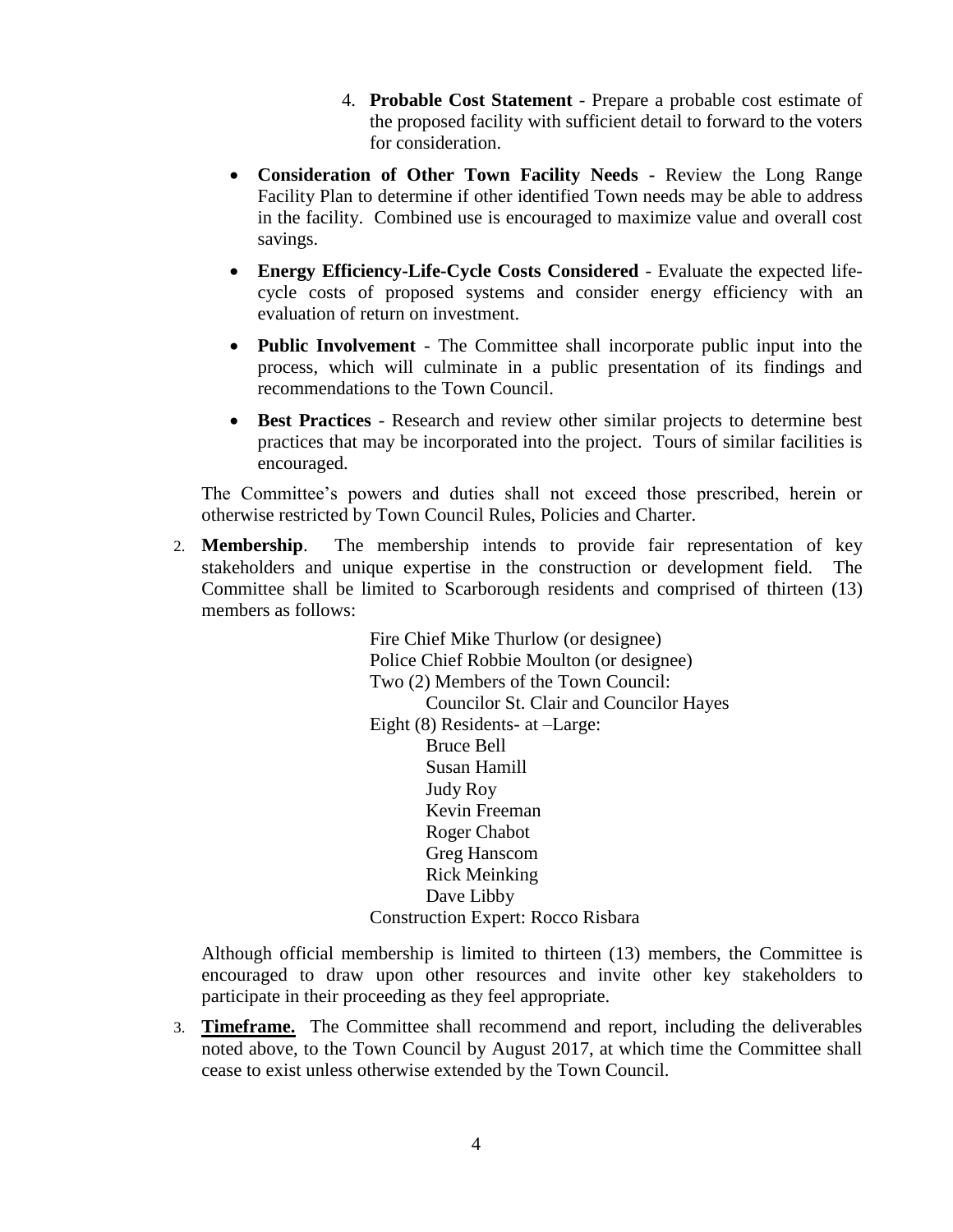4. **Probable Cost Statement** - Prepare a probable cost estimate of the proposed facility with sufficient detail to forward to the voters for consideration.

- **Consideration of Other Town Facility Needs -** Review the Long Range Facility Plan to determine if other identified Town needs may be able to address in the facility. Combined use is encouraged to maximize value and overall cost savings.

- **Energy Efficiency-Life-Cycle Costs Considered** - Evaluate the expected life-cycle costs of proposed systems and consider energy efficiency with an evaluation of return on investment.

- **Public Involvement** - The Committee shall incorporate public input into the process, which will culminate in a public presentation of its findings and recommendations to the Town Council.

- **Best Practices** - Research and review other similar projects to determine best practices that may be incorporated into the project. Tours of similar facilities is encouraged.

The Committee's powers and duties shall not exceed those prescribed, herein or otherwise restricted by Town Council Rules, Policies and Charter.

2. **Membership**. The membership intends to provide fair representation of key stakeholders and unique expertise in the construction or development field. The Committee shall be limited to Scarborough residents and comprised of thirteen (13) members as follows:

   Fire Chief Mike Thurlow (or designee)
   Police Chief Robbie Moulton (or designee)
   Two (2) Members of the Town Council:
      Councilor St. Clair and Councilor Hayes
   Eight (8) Residents- at –Large:
      Bruce Bell
      Susan Hamill
      Judy Roy
      Kevin Freeman
      Roger Chabot
      Greg Hanscom
      Rick Meinking
      Dave Libby
   Construction Expert: Rocco Risbara

   Although official membership is limited to thirteen (13) members, the Committee is encouraged to draw upon other resources and invite other key stakeholders to participate in their proceeding as they feel appropriate.

3. **Timeframe.** The Committee shall recommend and report, including the deliverables noted above, to the Town Council by August 2017, at which time the Committee shall cease to exist unless otherwise extended by the Town Council.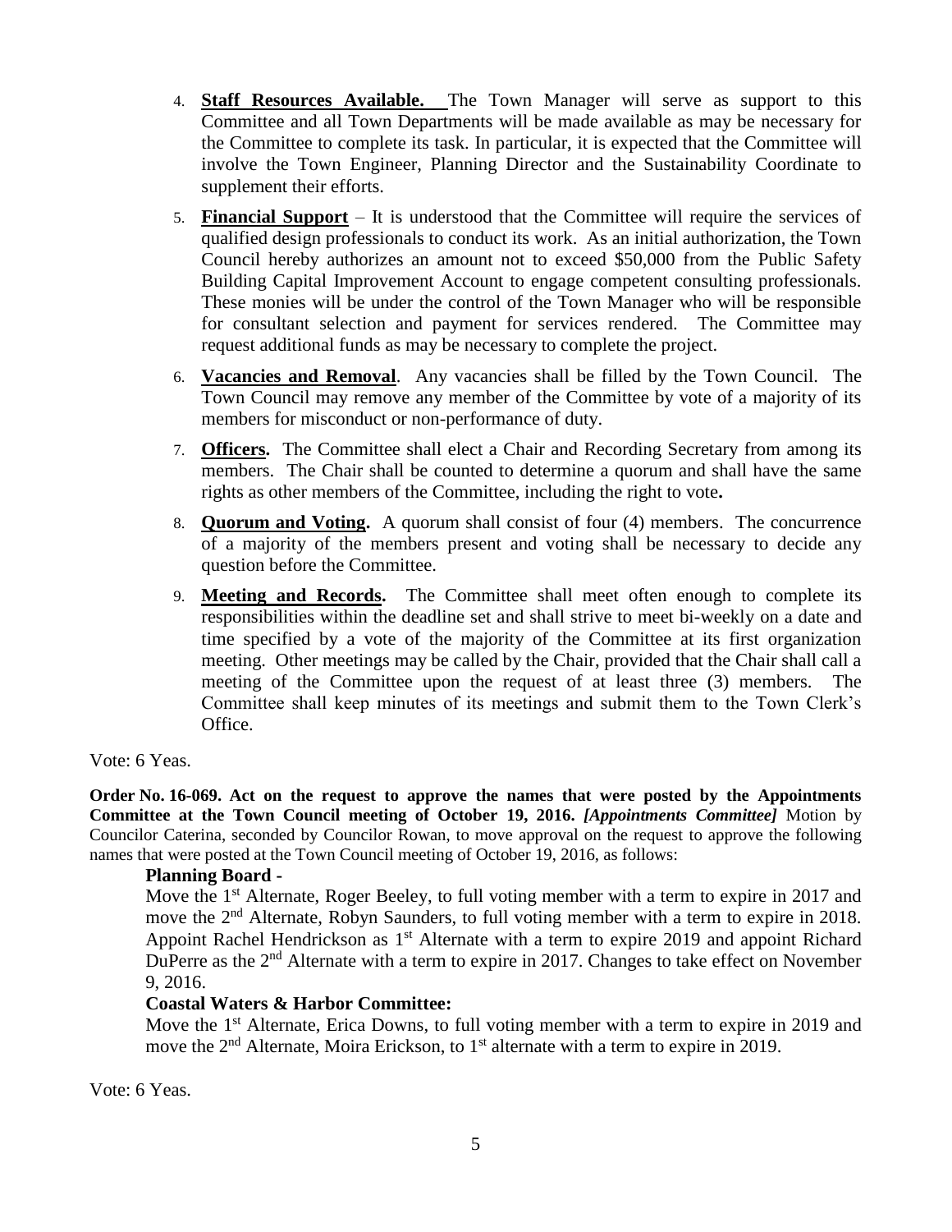4. **Staff Resources Available.** The Town Manager will serve as support to this Committee and all Town Departments will be made available as may be necessary for the Committee to complete its task. In particular, it is expected that the Committee will involve the Town Engineer, Planning Director and the Sustainability Coordinate to supplement their efforts.

5. **Financial Support** – It is understood that the Committee will require the services of qualified design professionals to conduct its work. As an initial authorization, the Town Council hereby authorizes an amount not to exceed $50,000 from the Public Safety Building Capital Improvement Account to engage competent consulting professionals. These monies will be under the control of the Town Manager who will be responsible for consultant selection and payment for services rendered. The Committee may request additional funds as may be necessary to complete the project.

6. **Vacancies and Removal**. Any vacancies shall be filled by the Town Council. The Town Council may remove any member of the Committee by vote of a majority of its members for misconduct or non-performance of duty.

7. **Officers.** The Committee shall elect a Chair and Recording Secretary from among its members. The Chair shall be counted to determine a quorum and shall have the same rights as other members of the Committee, including the right to vote**.**

8. **Quorum and Voting.** A quorum shall consist of four (4) members. The concurrence of a majority of the members present and voting shall be necessary to decide any question before the Committee.

9. **Meeting and Records.** The Committee shall meet often enough to complete its responsibilities within the deadline set and shall strive to meet bi-weekly on a date and time specified by a vote of the majority of the Committee at its first organization meeting. Other meetings may be called by the Chair, provided that the Chair shall call a meeting of the Committee upon the request of at least three (3) members. The Committee shall keep minutes of its meetings and submit them to the Town Clerk's Office.

Vote: 6 Yeas.

**Order No. 16-069. Act on the request to approve the names that were posted by the Appointments Committee at the Town Council meeting of October 19, 2016.** ***[Appointments Committee]*** Motion by Councilor Caterina, seconded by Councilor Rowan, to move approval on the request to approve the following names that were posted at the Town Council meeting of October 19, 2016, as follows:

**Planning Board -**

Move the 1st Alternate, Roger Beeley, to full voting member with a term to expire in 2017 and move the 2nd Alternate, Robyn Saunders, to full voting member with a term to expire in 2018. Appoint Rachel Hendrickson as 1st Alternate with a term to expire 2019 and appoint Richard DuPerre as the 2nd Alternate with a term to expire in 2017. Changes to take effect on November 9, 2016.

**Coastal Waters & Harbor Committee:**

Move the 1st Alternate, Erica Downs, to full voting member with a term to expire in 2019 and move the 2nd Alternate, Moira Erickson, to 1st alternate with a term to expire in 2019.

Vote: 6 Yeas.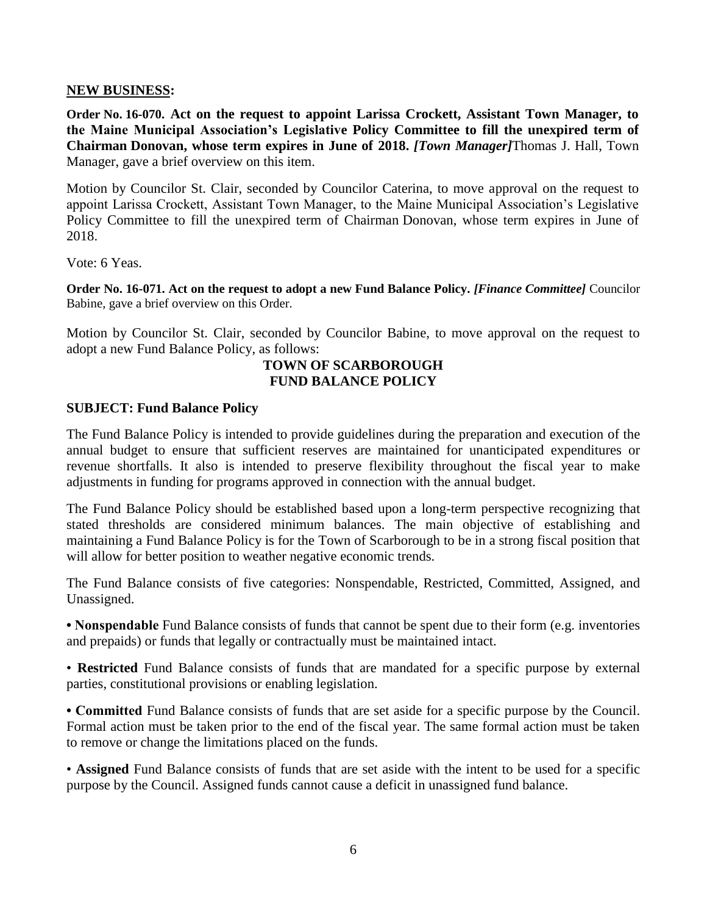**NEW BUSINESS:**

**Order No. 16-070. Act on the request to appoint Larissa Crockett, Assistant Town Manager, to the Maine Municipal Association's Legislative Policy Committee to fill the unexpired term of Chairman Donovan, whose term expires in June of 2018.** ***[Town Manager]*** Thomas J. Hall, Town Manager, gave a brief overview on this item.

Motion by Councilor St. Clair, seconded by Councilor Caterina, to move approval on the request to appoint Larissa Crockett, Assistant Town Manager, to the Maine Municipal Association's Legislative Policy Committee to fill the unexpired term of Chairman Donovan, whose term expires in June of 2018.

Vote: 6 Yeas.

**Order No. 16-071. Act on the request to adopt a new Fund Balance Policy.** ***[Finance Committee]*** Councilor Babine, gave a brief overview on this Order.

Motion by Councilor St. Clair, seconded by Councilor Babine, to move approval on the request to adopt a new Fund Balance Policy, as follows:

**TOWN OF SCARBOROUGH**
**FUND BALANCE POLICY**

**SUBJECT: Fund Balance Policy**

The Fund Balance Policy is intended to provide guidelines during the preparation and execution of the annual budget to ensure that sufficient reserves are maintained for unanticipated expenditures or revenue shortfalls. It also is intended to preserve flexibility throughout the fiscal year to make adjustments in funding for programs approved in connection with the annual budget.

The Fund Balance Policy should be established based upon a long-term perspective recognizing that stated thresholds are considered minimum balances. The main objective of establishing and maintaining a Fund Balance Policy is for the Town of Scarborough to be in a strong fiscal position that will allow for better position to weather negative economic trends.

The Fund Balance consists of five categories: Nonspendable, Restricted, Committed, Assigned, and Unassigned.

- **Nonspendable** Fund Balance consists of funds that cannot be spent due to their form (e.g. inventories and prepaids) or funds that legally or contractually must be maintained intact.

- **Restricted** Fund Balance consists of funds that are mandated for a specific purpose by external parties, constitutional provisions or enabling legislation.

- **Committed** Fund Balance consists of funds that are set aside for a specific purpose by the Council. Formal action must be taken prior to the end of the fiscal year. The same formal action must be taken to remove or change the limitations placed on the funds.

- **Assigned** Fund Balance consists of funds that are set aside with the intent to be used for a specific purpose by the Council. Assigned funds cannot cause a deficit in unassigned fund balance.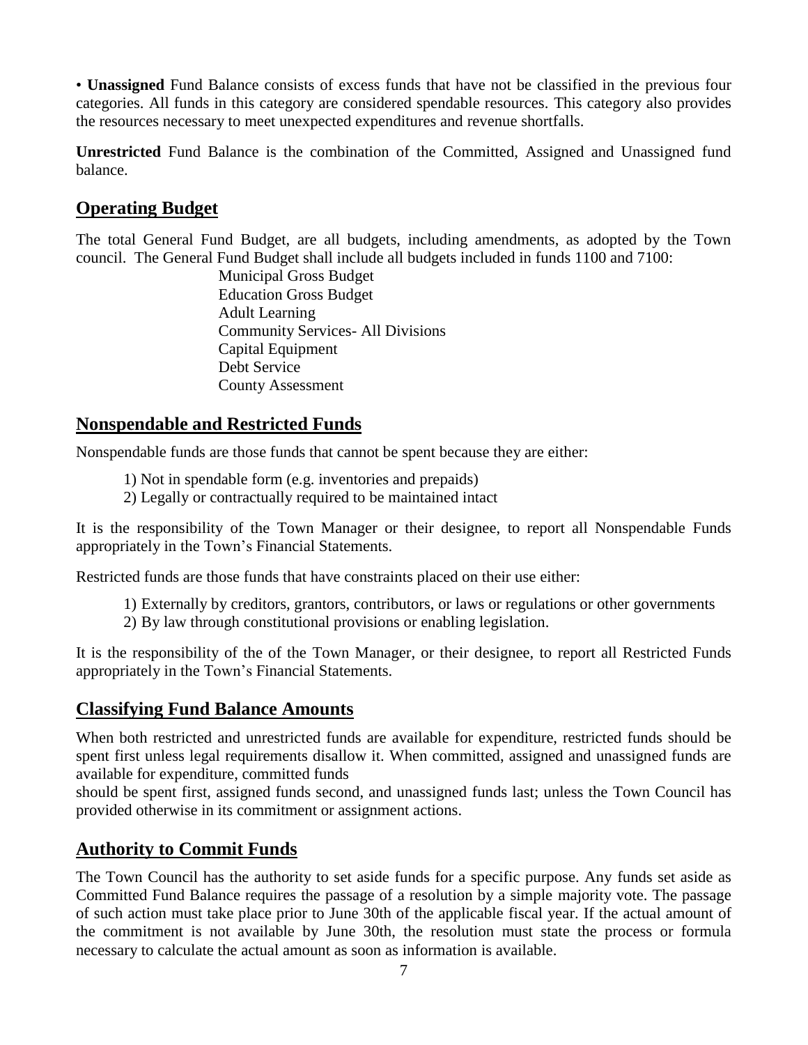• **Unassigned** Fund Balance consists of excess funds that have not be classified in the previous four categories. All funds in this category are considered spendable resources. This category also provides the resources necessary to meet unexpected expenditures and revenue shortfalls.

**Unrestricted** Fund Balance is the combination of the Committed, Assigned and Unassigned fund balance.

## Operating Budget

The total General Fund Budget, are all budgets, including amendments, as adopted by the Town council. The General Fund Budget shall include all budgets included in funds 1100 and 7100:

Municipal Gross Budget
Education Gross Budget
Adult Learning
Community Services- All Divisions
Capital Equipment
Debt Service
County Assessment

## Nonspendable and Restricted Funds

Nonspendable funds are those funds that cannot be spent because they are either:

1) Not in spendable form (e.g. inventories and prepaids)
2) Legally or contractually required to be maintained intact

It is the responsibility of the Town Manager or their designee, to report all Nonspendable Funds appropriately in the Town's Financial Statements.

Restricted funds are those funds that have constraints placed on their use either:

1) Externally by creditors, grantors, contributors, or laws or regulations or other governments
2) By law through constitutional provisions or enabling legislation.

It is the responsibility of the of the Town Manager, or their designee, to report all Restricted Funds appropriately in the Town's Financial Statements.

## Classifying Fund Balance Amounts

When both restricted and unrestricted funds are available for expenditure, restricted funds should be spent first unless legal requirements disallow it. When committed, assigned and unassigned funds are available for expenditure, committed funds
should be spent first, assigned funds second, and unassigned funds last; unless the Town Council has provided otherwise in its commitment or assignment actions.

## Authority to Commit Funds

The Town Council has the authority to set aside funds for a specific purpose. Any funds set aside as Committed Fund Balance requires the passage of a resolution by a simple majority vote. The passage of such action must take place prior to June 30th of the applicable fiscal year. If the actual amount of the commitment is not available by June 30th, the resolution must state the process or formula necessary to calculate the actual amount as soon as information is available.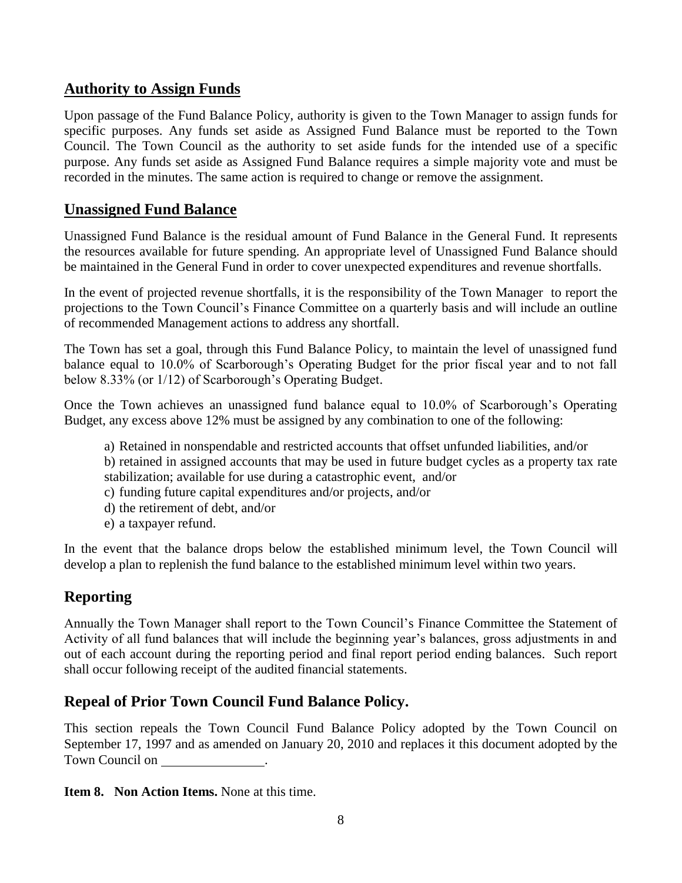## Authority to Assign Funds

Upon passage of the Fund Balance Policy, authority is given to the Town Manager to assign funds for specific purposes. Any funds set aside as Assigned Fund Balance must be reported to the Town Council. The Town Council as the authority to set aside funds for the intended use of a specific purpose. Any funds set aside as Assigned Fund Balance requires a simple majority vote and must be recorded in the minutes. The same action is required to change or remove the assignment.

## Unassigned Fund Balance

Unassigned Fund Balance is the residual amount of Fund Balance in the General Fund. It represents the resources available for future spending. An appropriate level of Unassigned Fund Balance should be maintained in the General Fund in order to cover unexpected expenditures and revenue shortfalls.

In the event of projected revenue shortfalls, it is the responsibility of the Town Manager to report the projections to the Town Council's Finance Committee on a quarterly basis and will include an outline of recommended Management actions to address any shortfall.

The Town has set a goal, through this Fund Balance Policy, to maintain the level of unassigned fund balance equal to 10.0% of Scarborough's Operating Budget for the prior fiscal year and to not fall below 8.33% (or 1/12) of Scarborough's Operating Budget.

Once the Town achieves an unassigned fund balance equal to 10.0% of Scarborough's Operating Budget, any excess above 12% must be assigned by any combination to one of the following:

a) Retained in nonspendable and restricted accounts that offset unfunded liabilities, and/or
b) retained in assigned accounts that may be used in future budget cycles as a property tax rate stabilization; available for use during a catastrophic event, and/or
c) funding future capital expenditures and/or projects, and/or
d) the retirement of debt, and/or
e) a taxpayer refund.

In the event that the balance drops below the established minimum level, the Town Council will develop a plan to replenish the fund balance to the established minimum level within two years.

## Reporting

Annually the Town Manager shall report to the Town Council's Finance Committee the Statement of Activity of all fund balances that will include the beginning year's balances, gross adjustments in and out of each account during the reporting period and final report period ending balances. Such report shall occur following receipt of the audited financial statements.

## Repeal of Prior Town Council Fund Balance Policy.

This section repeals the Town Council Fund Balance Policy adopted by the Town Council on September 17, 1997 and as amended on January 20, 2010 and replaces it this document adopted by the Town Council on _______________.

**Item 8. Non Action Items.** None at this time.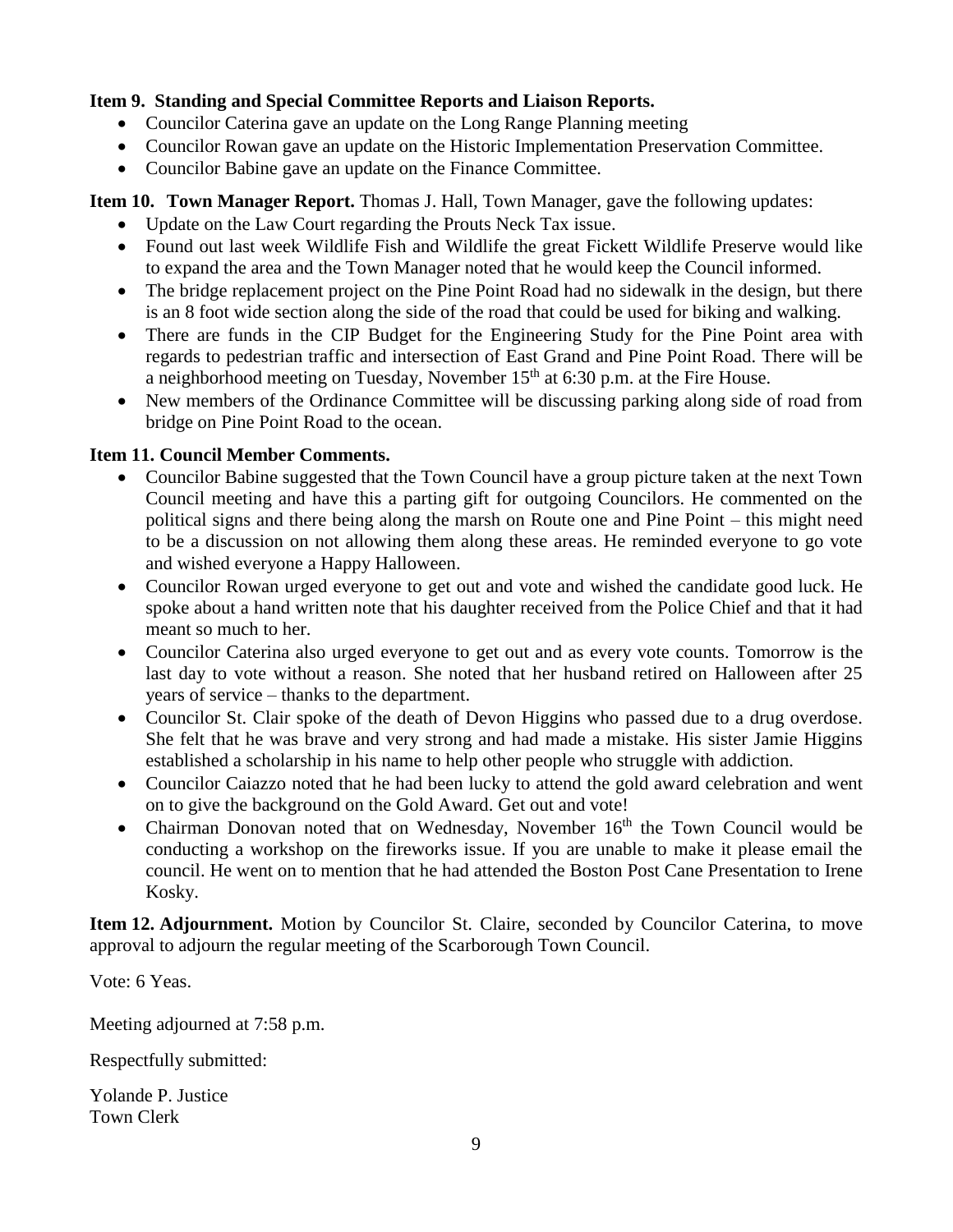**Item 9. Standing and Special Committee Reports and Liaison Reports.**

- Councilor Caterina gave an update on the Long Range Planning meeting
- Councilor Rowan gave an update on the Historic Implementation Preservation Committee.
- Councilor Babine gave an update on the Finance Committee.

**Item 10. Town Manager Report.** Thomas J. Hall, Town Manager, gave the following updates:

- Update on the Law Court regarding the Prouts Neck Tax issue.
- Found out last week Wildlife Fish and Wildlife the great Fickett Wildlife Preserve would like to expand the area and the Town Manager noted that he would keep the Council informed.
- The bridge replacement project on the Pine Point Road had no sidewalk in the design, but there is an 8 foot wide section along the side of the road that could be used for biking and walking.
- There are funds in the CIP Budget for the Engineering Study for the Pine Point area with regards to pedestrian traffic and intersection of East Grand and Pine Point Road. There will be a neighborhood meeting on Tuesday, November 15th at 6:30 p.m. at the Fire House.
- New members of the Ordinance Committee will be discussing parking along side of road from bridge on Pine Point Road to the ocean.

**Item 11. Council Member Comments.**

- Councilor Babine suggested that the Town Council have a group picture taken at the next Town Council meeting and have this a parting gift for outgoing Councilors. He commented on the political signs and there being along the marsh on Route one and Pine Point – this might need to be a discussion on not allowing them along these areas. He reminded everyone to go vote and wished everyone a Happy Halloween.
- Councilor Rowan urged everyone to get out and vote and wished the candidate good luck. He spoke about a hand written note that his daughter received from the Police Chief and that it had meant so much to her.
- Councilor Caterina also urged everyone to get out and as every vote counts. Tomorrow is the last day to vote without a reason. She noted that her husband retired on Halloween after 25 years of service – thanks to the department.
- Councilor St. Clair spoke of the death of Devon Higgins who passed due to a drug overdose. She felt that he was brave and very strong and had made a mistake. His sister Jamie Higgins established a scholarship in his name to help other people who struggle with addiction.
- Councilor Caiazzo noted that he had been lucky to attend the gold award celebration and went on to give the background on the Gold Award. Get out and vote!
- Chairman Donovan noted that on Wednesday, November 16th the Town Council would be conducting a workshop on the fireworks issue. If you are unable to make it please email the council. He went on to mention that he had attended the Boston Post Cane Presentation to Irene Kosky.

**Item 12. Adjournment.** Motion by Councilor St. Claire, seconded by Councilor Caterina, to move approval to adjourn the regular meeting of the Scarborough Town Council.

Vote: 6 Yeas.

Meeting adjourned at 7:58 p.m.

Respectfully submitted:

Yolande P. Justice
Town Clerk